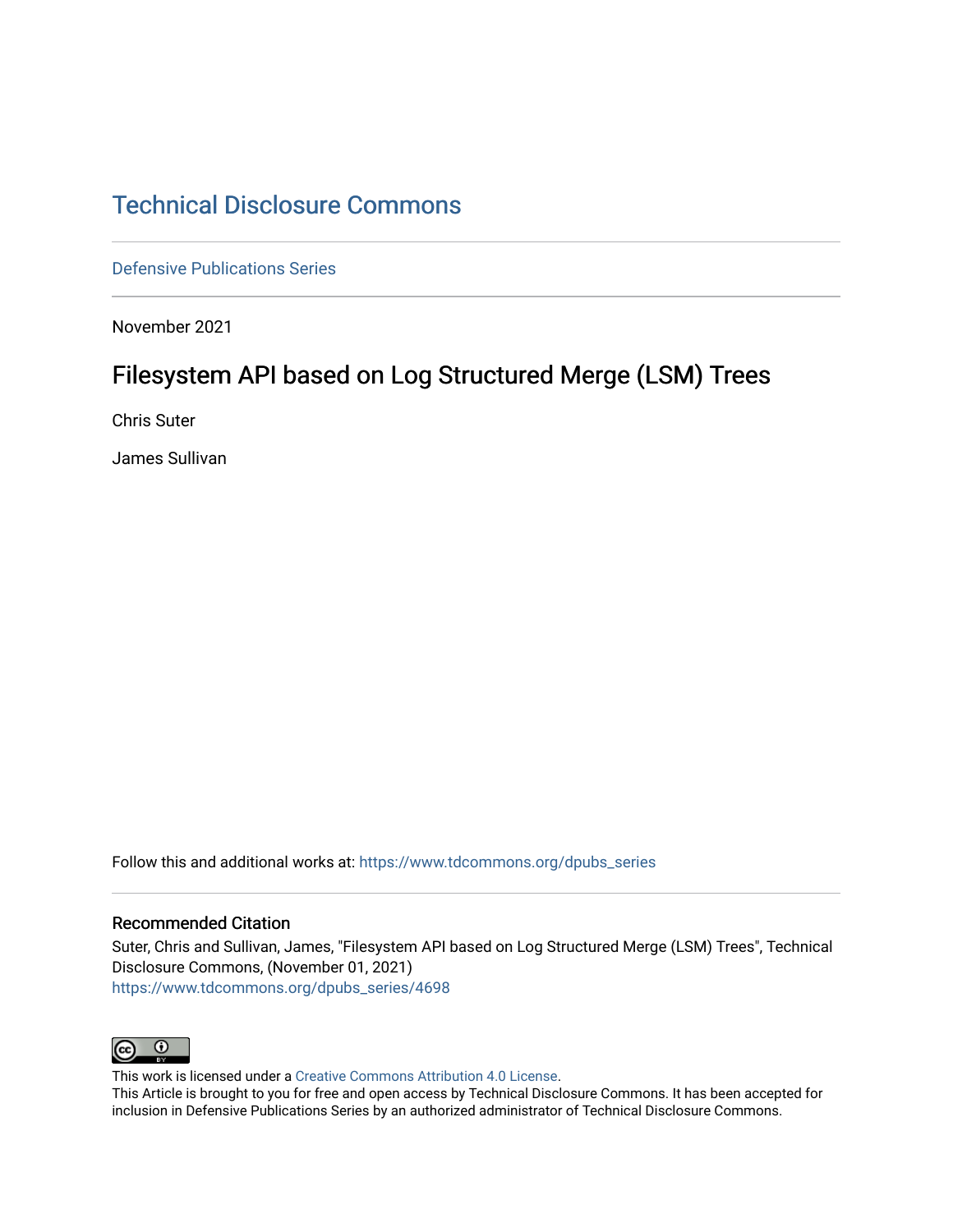# Technical Disclosure Commons

Defensive Publications Series

November 2021

## Filesystem API based on Log Structured Merge (LSM) Trees

Chris Suter

James Sullivan

Follow this and additional works at: https://www.tdcommons.org/dpubs_series

### Recommended Citation

Suter, Chris and Sullivan, James, "Filesystem API based on Log Structured Merge (LSM) Trees", Technical Disclosure Commons, (November 01, 2021)
https://www.tdcommons.org/dpubs_series/4698

This work is licensed under a Creative Commons Attribution 4.0 License.
This Article is brought to you for free and open access by Technical Disclosure Commons. It has been accepted for inclusion in Defensive Publications Series by an authorized administrator of Technical Disclosure Commons.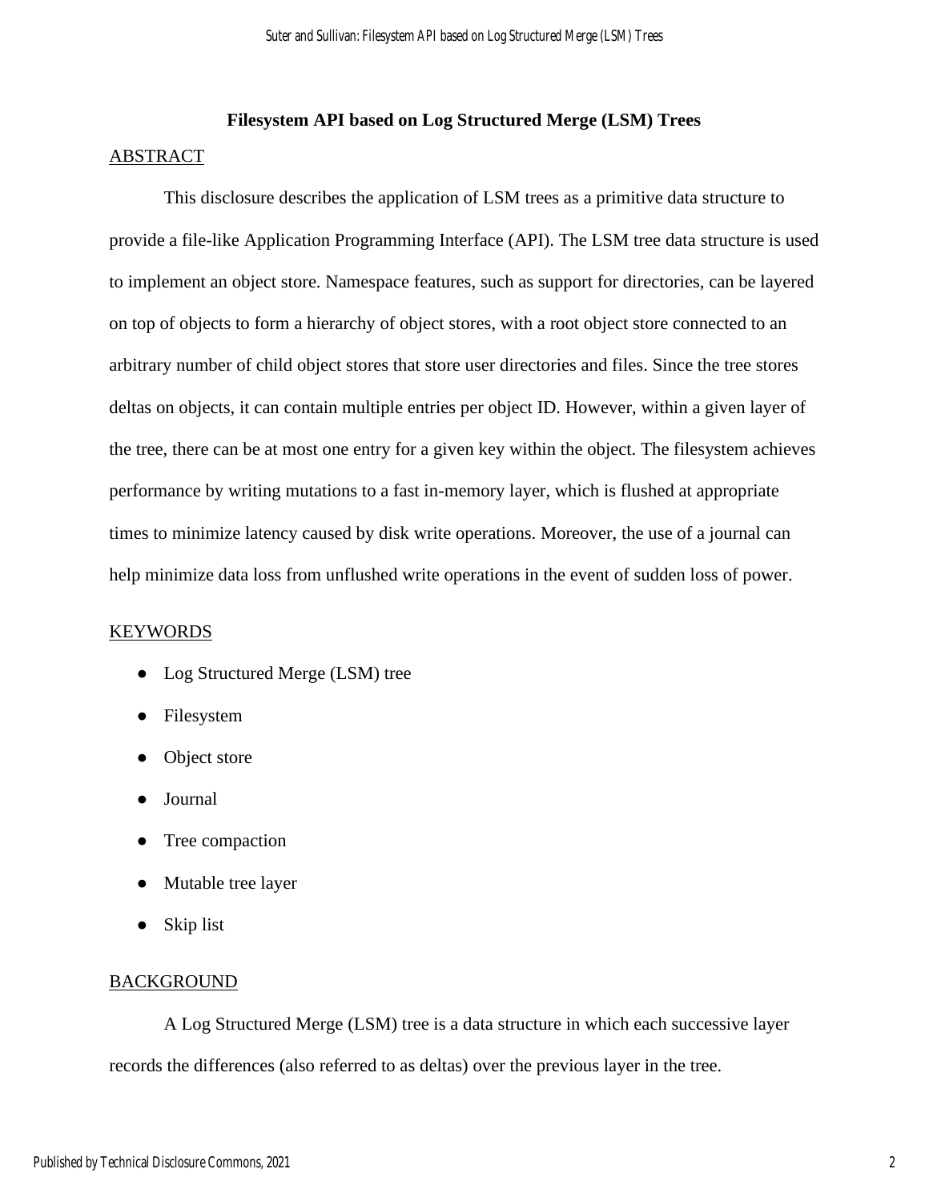# Filesystem API based on Log Structured Merge (LSM) Trees

## ABSTRACT

This disclosure describes the application of LSM trees as a primitive data structure to provide a file-like Application Programming Interface (API). The LSM tree data structure is used to implement an object store. Namespace features, such as support for directories, can be layered on top of objects to form a hierarchy of object stores, with a root object store connected to an arbitrary number of child object stores that store user directories and files. Since the tree stores deltas on objects, it can contain multiple entries per object ID. However, within a given layer of the tree, there can be at most one entry for a given key within the object. The filesystem achieves performance by writing mutations to a fast in-memory layer, which is flushed at appropriate times to minimize latency caused by disk write operations. Moreover, the use of a journal can help minimize data loss from unflushed write operations in the event of sudden loss of power.

## KEYWORDS

- Log Structured Merge (LSM) tree
- Filesystem
- Object store
- Journal
- Tree compaction
- Mutable tree layer
- Skip list

## BACKGROUND

A Log Structured Merge (LSM) tree is a data structure in which each successive layer records the differences (also referred to as deltas) over the previous layer in the tree.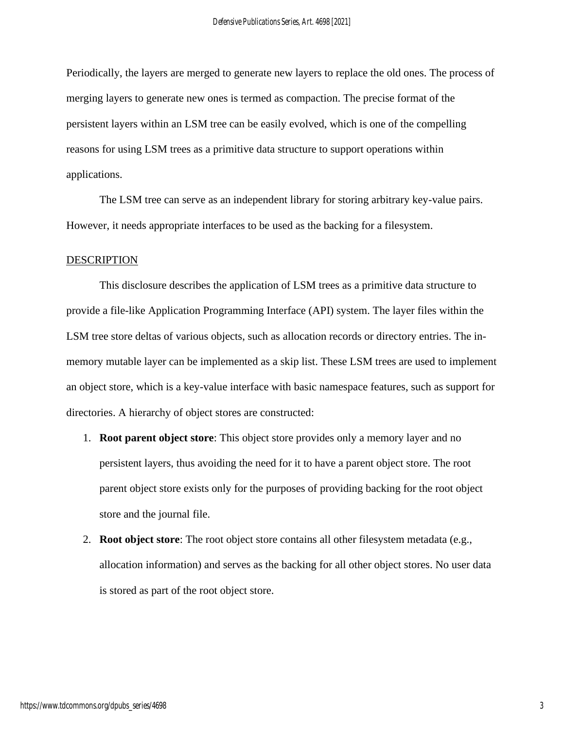Periodically, the layers are merged to generate new layers to replace the old ones. The process of merging layers to generate new ones is termed as compaction. The precise format of the persistent layers within an LSM tree can be easily evolved, which is one of the compelling reasons for using LSM trees as a primitive data structure to support operations within applications.

The LSM tree can serve as an independent library for storing arbitrary key-value pairs. However, it needs appropriate interfaces to be used as the backing for a filesystem.

## DESCRIPTION

This disclosure describes the application of LSM trees as a primitive data structure to provide a file-like Application Programming Interface (API) system. The layer files within the LSM tree store deltas of various objects, such as allocation records or directory entries. The in-memory mutable layer can be implemented as a skip list. These LSM trees are used to implement an object store, which is a key-value interface with basic namespace features, such as support for directories. A hierarchy of object stores are constructed:

1. **Root parent object store**: This object store provides only a memory layer and no persistent layers, thus avoiding the need for it to have a parent object store. The root parent object store exists only for the purposes of providing backing for the root object store and the journal file.
2. **Root object store**: The root object store contains all other filesystem metadata (e.g., allocation information) and serves as the backing for all other object stores. No user data is stored as part of the root object store.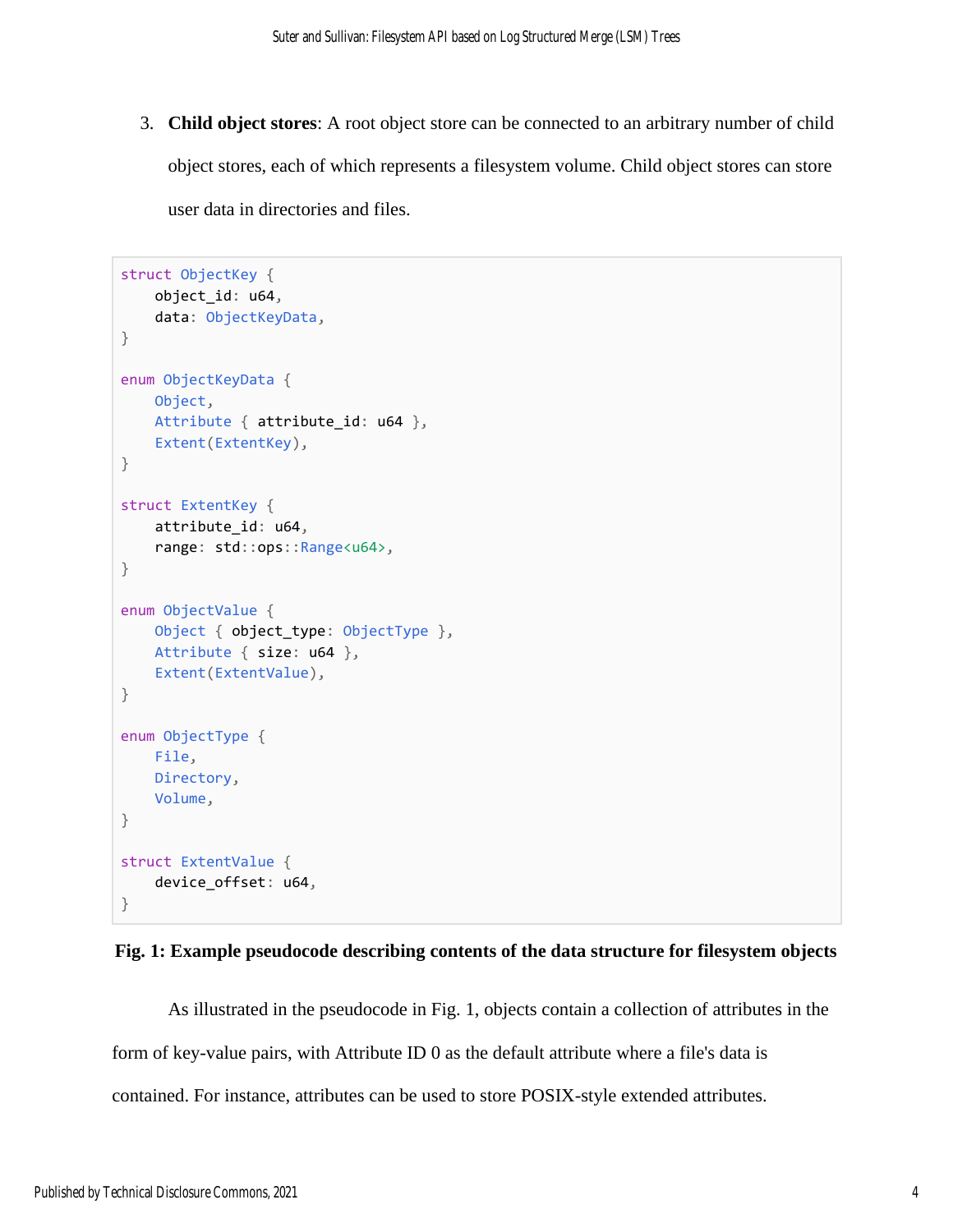3. **Child object stores**: A root object store can be connected to an arbitrary number of child object stores, each of which represents a filesystem volume. Child object stores can store user data in directories and files.

```
struct ObjectKey {
    object_id: u64,
    data: ObjectKeyData,
}

enum ObjectKeyData {
    Object,
    Attribute { attribute_id: u64 },
    Extent(ExtentKey),
}

struct ExtentKey {
    attribute_id: u64,
    range: std::ops::Range<u64>,
}

enum ObjectValue {
    Object { object_type: ObjectType },
    Attribute { size: u64 },
    Extent(ExtentValue),
}

enum ObjectType {
    File,
    Directory,
    Volume,
}

struct ExtentValue {
    device_offset: u64,
}
```

**Fig. 1: Example pseudocode describing contents of the data structure for filesystem objects**

As illustrated in the pseudocode in Fig. 1, objects contain a collection of attributes in the form of key-value pairs, with Attribute ID 0 as the default attribute where a file's data is contained. For instance, attributes can be used to store POSIX-style extended attributes.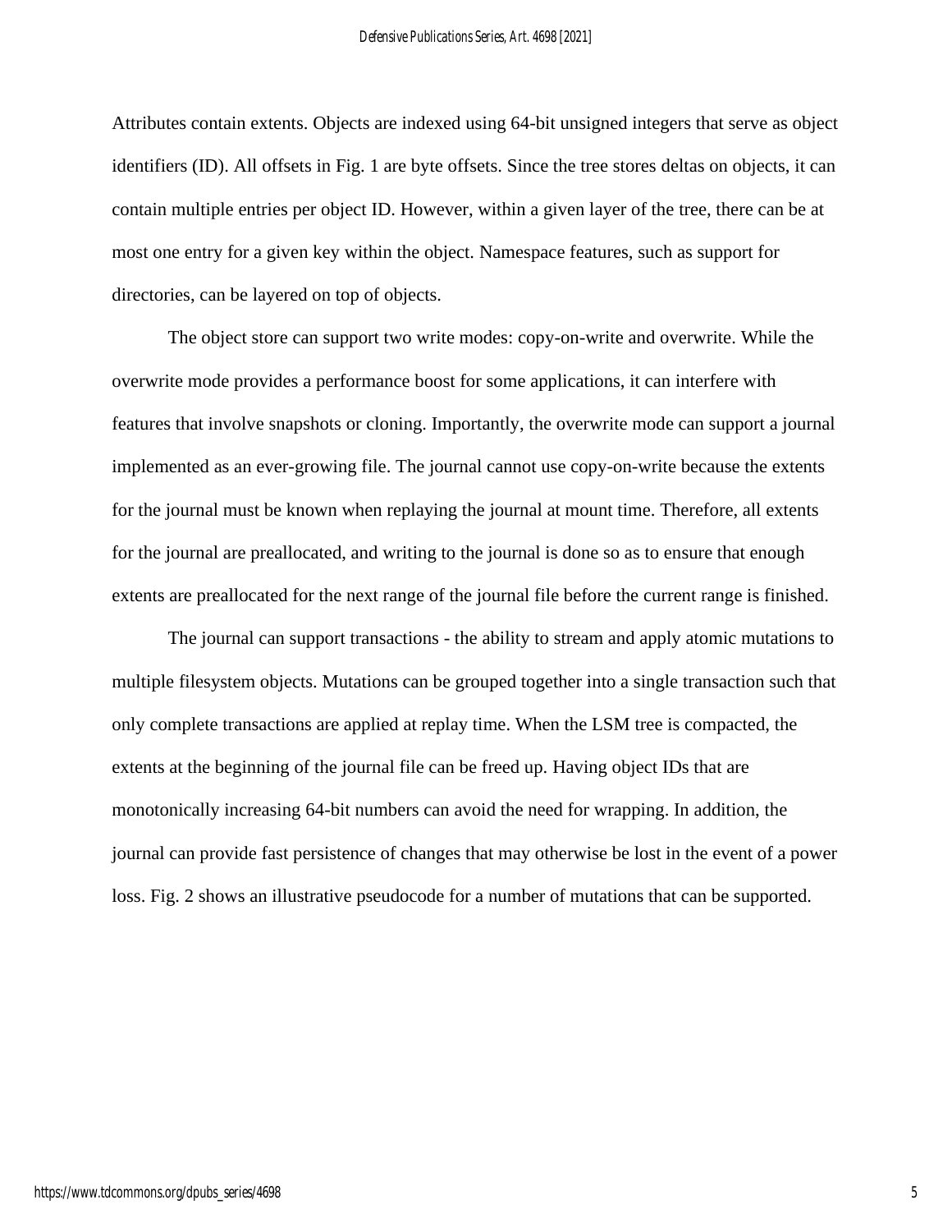Attributes contain extents. Objects are indexed using 64-bit unsigned integers that serve as object identifiers (ID). All offsets in Fig. 1 are byte offsets. Since the tree stores deltas on objects, it can contain multiple entries per object ID. However, within a given layer of the tree, there can be at most one entry for a given key within the object. Namespace features, such as support for directories, can be layered on top of objects.

The object store can support two write modes: copy-on-write and overwrite. While the overwrite mode provides a performance boost for some applications, it can interfere with features that involve snapshots or cloning. Importantly, the overwrite mode can support a journal implemented as an ever-growing file. The journal cannot use copy-on-write because the extents for the journal must be known when replaying the journal at mount time. Therefore, all extents for the journal are preallocated, and writing to the journal is done so as to ensure that enough extents are preallocated for the next range of the journal file before the current range is finished.

The journal can support transactions - the ability to stream and apply atomic mutations to multiple filesystem objects. Mutations can be grouped together into a single transaction such that only complete transactions are applied at replay time. When the LSM tree is compacted, the extents at the beginning of the journal file can be freed up. Having object IDs that are monotonically increasing 64-bit numbers can avoid the need for wrapping. In addition, the journal can provide fast persistence of changes that may otherwise be lost in the event of a power loss. Fig. 2 shows an illustrative pseudocode for a number of mutations that can be supported.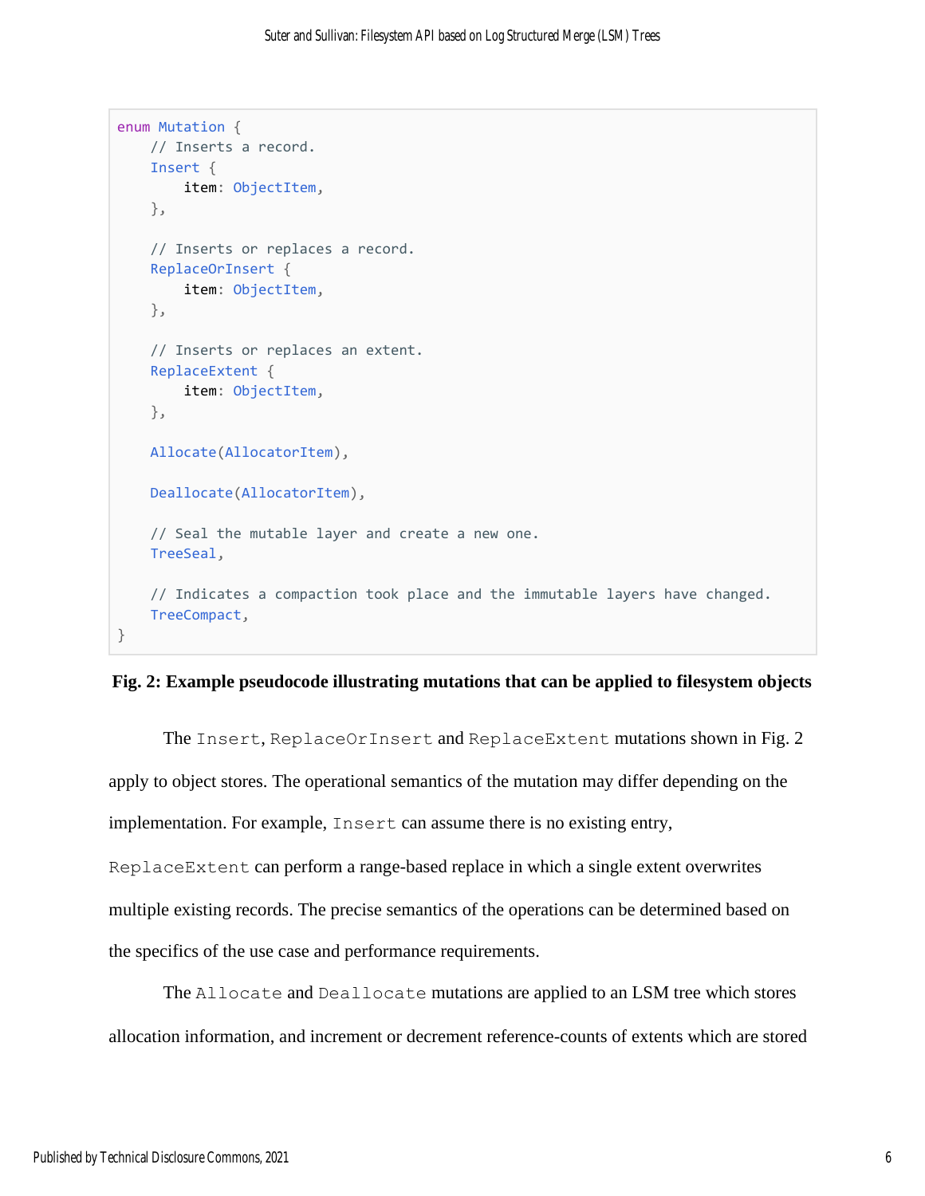```
enum Mutation {
    // Inserts a record.
    Insert {
        item: ObjectItem,
    },

    // Inserts or replaces a record.
    ReplaceOrInsert {
        item: ObjectItem,
    },

    // Inserts or replaces an extent.
    ReplaceExtent {
        item: ObjectItem,
    },

    Allocate(AllocatorItem),

    Deallocate(AllocatorItem),

    // Seal the mutable layer and create a new one.
    TreeSeal,

    // Indicates a compaction took place and the immutable layers have changed.
    TreeCompact,
}
```

**Fig. 2: Example pseudocode illustrating mutations that can be applied to filesystem objects**

The `Insert`, `ReplaceOrInsert` and `ReplaceExtent` mutations shown in Fig. 2 apply to object stores. The operational semantics of the mutation may differ depending on the implementation. For example, `Insert` can assume there is no existing entry, `ReplaceExtent` can perform a range-based replace in which a single extent overwrites multiple existing records. The precise semantics of the operations can be determined based on the specifics of the use case and performance requirements.

The `Allocate` and `Deallocate` mutations are applied to an LSM tree which stores allocation information, and increment or decrement reference-counts of extents which are stored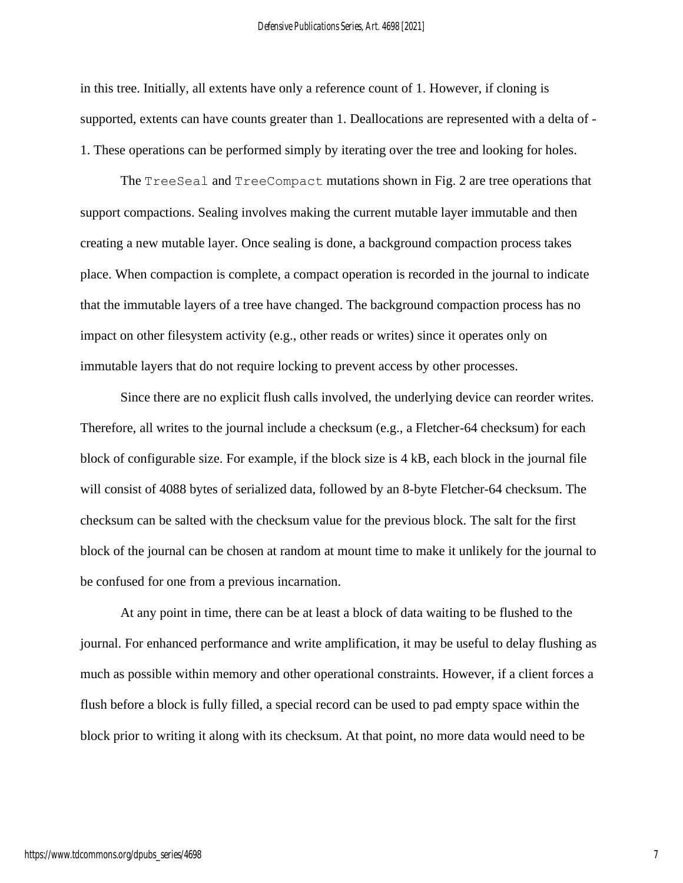in this tree. Initially, all extents have only a reference count of 1. However, if cloning is supported, extents can have counts greater than 1. Deallocations are represented with a delta of -1. These operations can be performed simply by iterating over the tree and looking for holes.

The `TreeSeal` and `TreeCompact` mutations shown in Fig. 2 are tree operations that support compactions. Sealing involves making the current mutable layer immutable and then creating a new mutable layer. Once sealing is done, a background compaction process takes place. When compaction is complete, a compact operation is recorded in the journal to indicate that the immutable layers of a tree have changed. The background compaction process has no impact on other filesystem activity (e.g., other reads or writes) since it operates only on immutable layers that do not require locking to prevent access by other processes.

Since there are no explicit flush calls involved, the underlying device can reorder writes. Therefore, all writes to the journal include a checksum (e.g., a Fletcher-64 checksum) for each block of configurable size. For example, if the block size is 4 kB, each block in the journal file will consist of 4088 bytes of serialized data, followed by an 8-byte Fletcher-64 checksum. The checksum can be salted with the checksum value for the previous block. The salt for the first block of the journal can be chosen at random at mount time to make it unlikely for the journal to be confused for one from a previous incarnation.

At any point in time, there can be at least a block of data waiting to be flushed to the journal. For enhanced performance and write amplification, it may be useful to delay flushing as much as possible within memory and other operational constraints. However, if a client forces a flush before a block is fully filled, a special record can be used to pad empty space within the block prior to writing it along with its checksum. At that point, no more data would need to be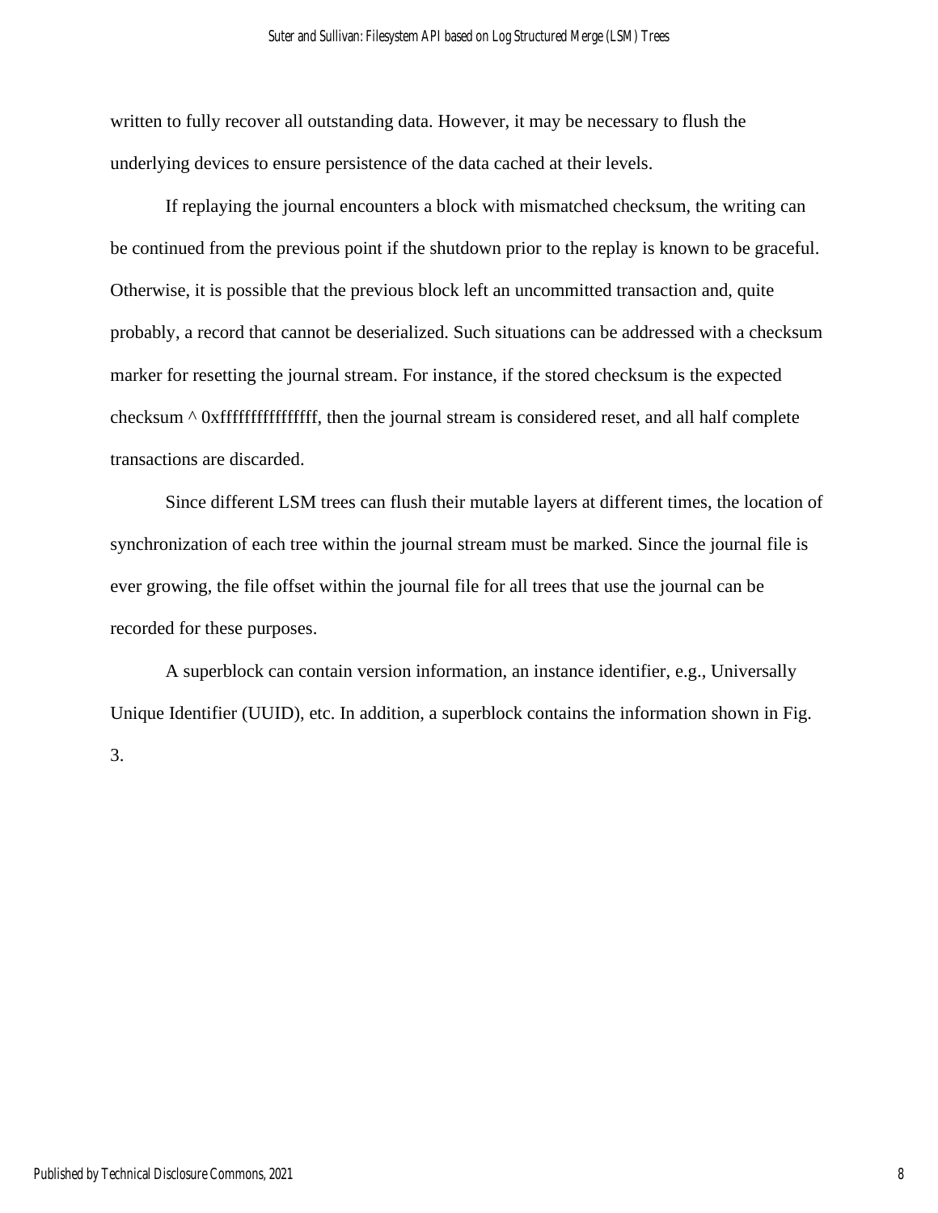written to fully recover all outstanding data. However, it may be necessary to flush the underlying devices to ensure persistence of the data cached at their levels.

If replaying the journal encounters a block with mismatched checksum, the writing can be continued from the previous point if the shutdown prior to the replay is known to be graceful. Otherwise, it is possible that the previous block left an uncommitted transaction and, quite probably, a record that cannot be deserialized. Such situations can be addressed with a checksum marker for resetting the journal stream. For instance, if the stored checksum is the expected checksum ^ 0xffffffffffffffff, then the journal stream is considered reset, and all half complete transactions are discarded.

Since different LSM trees can flush their mutable layers at different times, the location of synchronization of each tree within the journal stream must be marked. Since the journal file is ever growing, the file offset within the journal file for all trees that use the journal can be recorded for these purposes.

A superblock can contain version information, an instance identifier, e.g., Universally Unique Identifier (UUID), etc. In addition, a superblock contains the information shown in Fig. 3.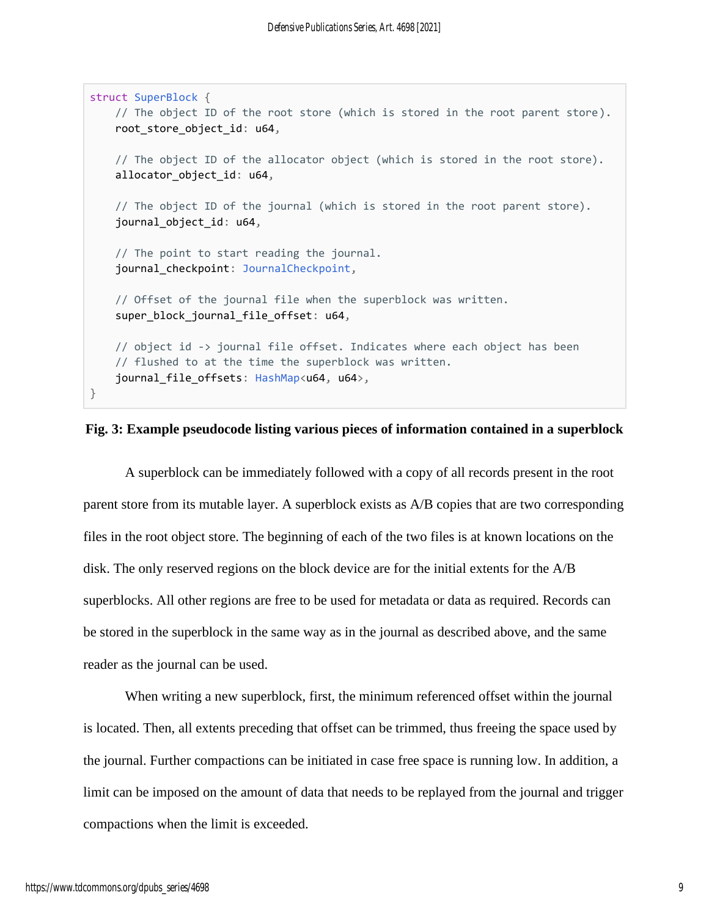```
struct SuperBlock {
    // The object ID of the root store (which is stored in the root parent store).
    root_store_object_id: u64,

    // The object ID of the allocator object (which is stored in the root store).
    allocator_object_id: u64,

    // The object ID of the journal (which is stored in the root parent store).
    journal_object_id: u64,

    // The point to start reading the journal.
    journal_checkpoint: JournalCheckpoint,

    // Offset of the journal file when the superblock was written.
    super_block_journal_file_offset: u64,

    // object id -> journal file offset. Indicates where each object has been
    // flushed to at the time the superblock was written.
    journal_file_offsets: HashMap<u64, u64>,
}
```

**Fig. 3: Example pseudocode listing various pieces of information contained in a superblock**

A superblock can be immediately followed with a copy of all records present in the root parent store from its mutable layer. A superblock exists as A/B copies that are two corresponding files in the root object store. The beginning of each of the two files is at known locations on the disk. The only reserved regions on the block device are for the initial extents for the A/B superblocks. All other regions are free to be used for metadata or data as required. Records can be stored in the superblock in the same way as in the journal as described above, and the same reader as the journal can be used.

When writing a new superblock, first, the minimum referenced offset within the journal is located. Then, all extents preceding that offset can be trimmed, thus freeing the space used by the journal. Further compactions can be initiated in case free space is running low. In addition, a limit can be imposed on the amount of data that needs to be replayed from the journal and trigger compactions when the limit is exceeded.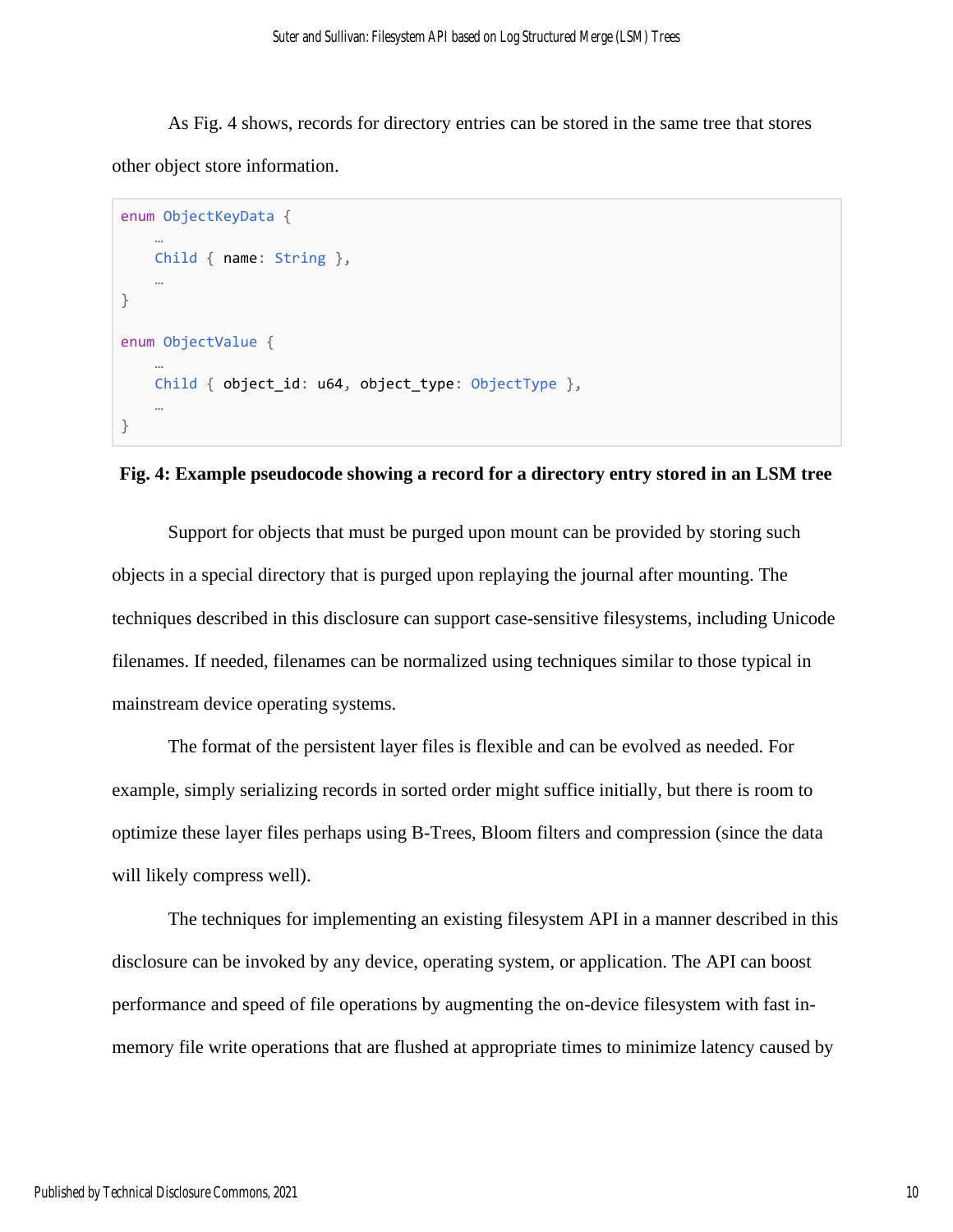As Fig. 4 shows, records for directory entries can be stored in the same tree that stores other object store information.

```
enum ObjectKeyData {
    …
    Child { name: String },
    …
}

enum ObjectValue {
    …
    Child { object_id: u64, object_type: ObjectType },
    …
}
```

**Fig. 4: Example pseudocode showing a record for a directory entry stored in an LSM tree**

Support for objects that must be purged upon mount can be provided by storing such objects in a special directory that is purged upon replaying the journal after mounting. The techniques described in this disclosure can support case-sensitive filesystems, including Unicode filenames. If needed, filenames can be normalized using techniques similar to those typical in mainstream device operating systems.

The format of the persistent layer files is flexible and can be evolved as needed. For example, simply serializing records in sorted order might suffice initially, but there is room to optimize these layer files perhaps using B-Trees, Bloom filters and compression (since the data will likely compress well).

The techniques for implementing an existing filesystem API in a manner described in this disclosure can be invoked by any device, operating system, or application. The API can boost performance and speed of file operations by augmenting the on-device filesystem with fast in-memory file write operations that are flushed at appropriate times to minimize latency caused by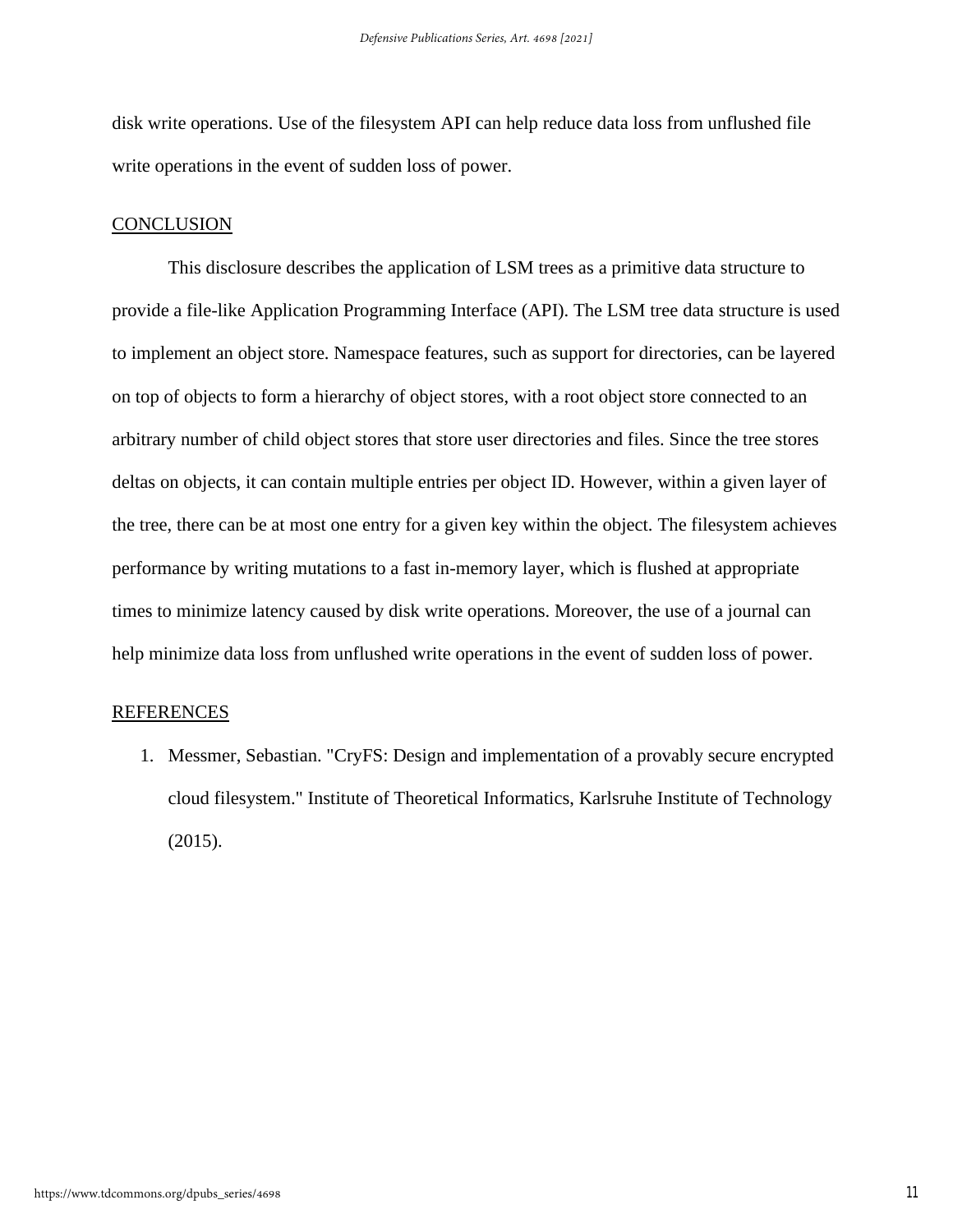disk write operations. Use of the filesystem API can help reduce data loss from unflushed file write operations in the event of sudden loss of power.

## CONCLUSION

This disclosure describes the application of LSM trees as a primitive data structure to provide a file-like Application Programming Interface (API). The LSM tree data structure is used to implement an object store. Namespace features, such as support for directories, can be layered on top of objects to form a hierarchy of object stores, with a root object store connected to an arbitrary number of child object stores that store user directories and files. Since the tree stores deltas on objects, it can contain multiple entries per object ID. However, within a given layer of the tree, there can be at most one entry for a given key within the object. The filesystem achieves performance by writing mutations to a fast in-memory layer, which is flushed at appropriate times to minimize latency caused by disk write operations. Moreover, the use of a journal can help minimize data loss from unflushed write operations in the event of sudden loss of power.

## REFERENCES

1. Messmer, Sebastian. "CryFS: Design and implementation of a provably secure encrypted cloud filesystem." Institute of Theoretical Informatics, Karlsruhe Institute of Technology (2015).